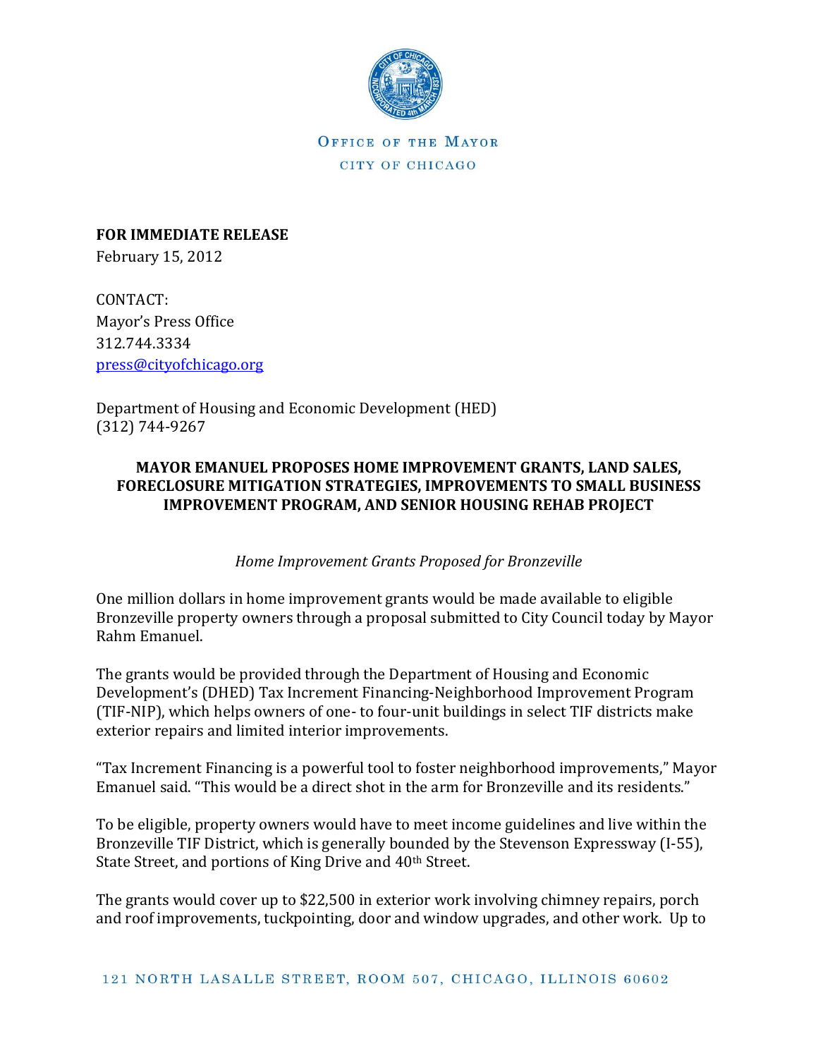OFFICE OF THE MAYOR
CITY OF CHICAGO

**FOR IMMEDIATE RELEASE**
February 15, 2012

CONTACT:
Mayor's Press Office
312.744.3334
press@cityofchicago.org

Department of Housing and Economic Development (HED)
(312) 744-9267

## MAYOR EMANUEL PROPOSES HOME IMPROVEMENT GRANTS, LAND SALES, FORECLOSURE MITIGATION STRATEGIES, IMPROVEMENTS TO SMALL BUSINESS IMPROVEMENT PROGRAM, AND SENIOR HOUSING REHAB PROJECT

*Home Improvement Grants Proposed for Bronzeville*

One million dollars in home improvement grants would be made available to eligible Bronzeville property owners through a proposal submitted to City Council today by Mayor Rahm Emanuel.

The grants would be provided through the Department of Housing and Economic Development's (DHED) Tax Increment Financing-Neighborhood Improvement Program (TIF-NIP), which helps owners of one- to four-unit buildings in select TIF districts make exterior repairs and limited interior improvements.

"Tax Increment Financing is a powerful tool to foster neighborhood improvements," Mayor Emanuel said. "This would be a direct shot in the arm for Bronzeville and its residents."

To be eligible, property owners would have to meet income guidelines and live within the Bronzeville TIF District, which is generally bounded by the Stevenson Expressway (I-55), State Street, and portions of King Drive and 40th Street.

The grants would cover up to $22,500 in exterior work involving chimney repairs, porch and roof improvements, tuckpointing, door and window upgrades, and other work. Up to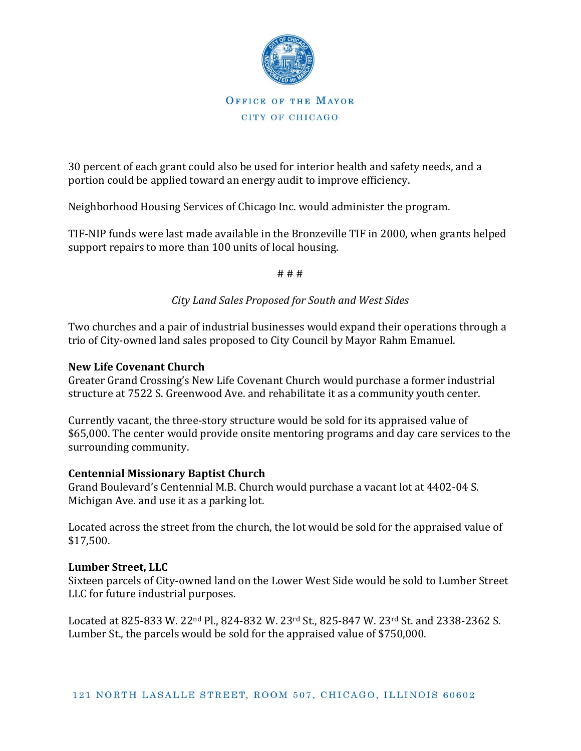30 percent of each grant could also be used for interior health and safety needs, and a portion could be applied toward an energy audit to improve efficiency.

Neighborhood Housing Services of Chicago Inc. would administer the program.

TIF-NIP funds were last made available in the Bronzeville TIF in 2000, when grants helped support repairs to more than 100 units of local housing.

# # #

*City Land Sales Proposed for South and West Sides*

Two churches and a pair of industrial businesses would expand their operations through a trio of City-owned land sales proposed to City Council by Mayor Rahm Emanuel.

**New Life Covenant Church**
Greater Grand Crossing's New Life Covenant Church would purchase a former industrial structure at 7522 S. Greenwood Ave. and rehabilitate it as a community youth center.

Currently vacant, the three-story structure would be sold for its appraised value of $65,000. The center would provide onsite mentoring programs and day care services to the surrounding community.

**Centennial Missionary Baptist Church**
Grand Boulevard's Centennial M.B. Church would purchase a vacant lot at 4402-04 S. Michigan Ave. and use it as a parking lot.

Located across the street from the church, the lot would be sold for the appraised value of $17,500.

**Lumber Street, LLC**
Sixteen parcels of City-owned land on the Lower West Side would be sold to Lumber Street LLC for future industrial purposes.

Located at 825-833 W. 22nd Pl., 824-832 W. 23rd St., 825-847 W. 23rd St. and 2338-2362 S. Lumber St., the parcels would be sold for the appraised value of $750,000.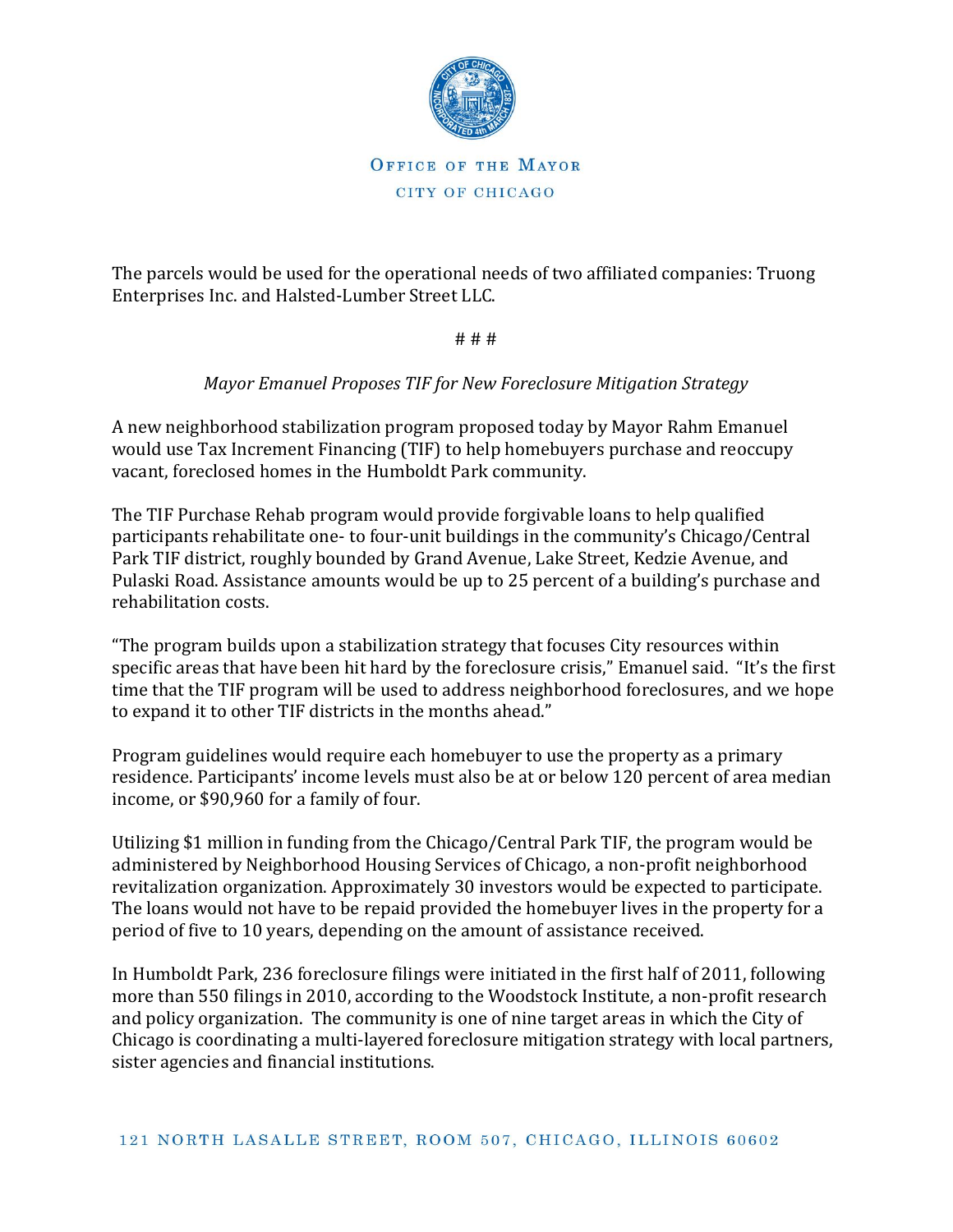The parcels would be used for the operational needs of two affiliated companies: Truong Enterprises Inc. and Halsted-Lumber Street LLC.

# # #

*Mayor Emanuel Proposes TIF for New Foreclosure Mitigation Strategy*

A new neighborhood stabilization program proposed today by Mayor Rahm Emanuel would use Tax Increment Financing (TIF) to help homebuyers purchase and reoccupy vacant, foreclosed homes in the Humboldt Park community.

The TIF Purchase Rehab program would provide forgivable loans to help qualified participants rehabilitate one- to four-unit buildings in the community's Chicago/Central Park TIF district, roughly bounded by Grand Avenue, Lake Street, Kedzie Avenue, and Pulaski Road. Assistance amounts would be up to 25 percent of a building's purchase and rehabilitation costs.

"The program builds upon a stabilization strategy that focuses City resources within specific areas that have been hit hard by the foreclosure crisis," Emanuel said. "It's the first time that the TIF program will be used to address neighborhood foreclosures, and we hope to expand it to other TIF districts in the months ahead."

Program guidelines would require each homebuyer to use the property as a primary residence. Participants' income levels must also be at or below 120 percent of area median income, or $90,960 for a family of four.

Utilizing $1 million in funding from the Chicago/Central Park TIF, the program would be administered by Neighborhood Housing Services of Chicago, a non-profit neighborhood revitalization organization. Approximately 30 investors would be expected to participate. The loans would not have to be repaid provided the homebuyer lives in the property for a period of five to 10 years, depending on the amount of assistance received.

In Humboldt Park, 236 foreclosure filings were initiated in the first half of 2011, following more than 550 filings in 2010, according to the Woodstock Institute, a non-profit research and policy organization. The community is one of nine target areas in which the City of Chicago is coordinating a multi-layered foreclosure mitigation strategy with local partners, sister agencies and financial institutions.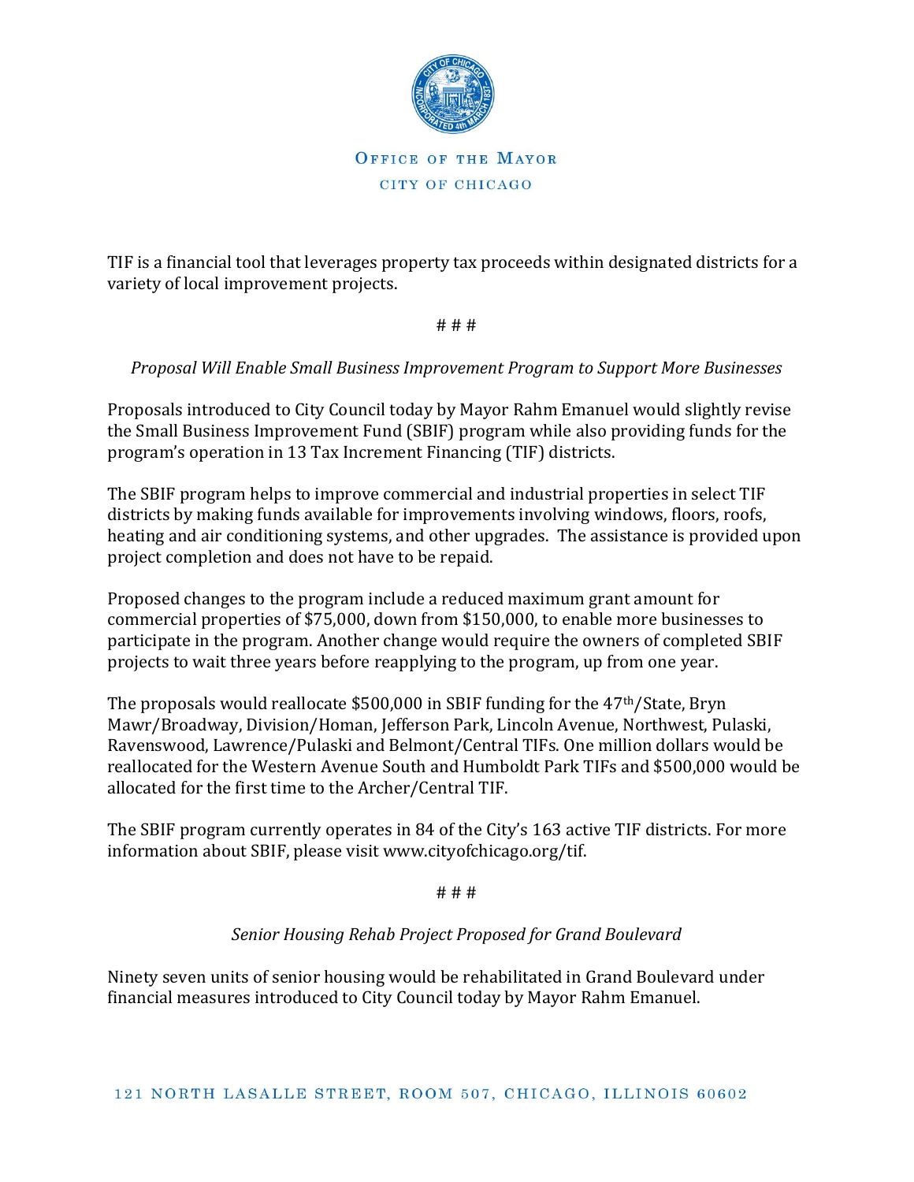OFFICE OF THE MAYOR

CITY OF CHICAGO

TIF is a financial tool that leverages property tax proceeds within designated districts for a variety of local improvement projects.

# # #

*Proposal Will Enable Small Business Improvement Program to Support More Businesses*

Proposals introduced to City Council today by Mayor Rahm Emanuel would slightly revise the Small Business Improvement Fund (SBIF) program while also providing funds for the program's operation in 13 Tax Increment Financing (TIF) districts.

The SBIF program helps to improve commercial and industrial properties in select TIF districts by making funds available for improvements involving windows, floors, roofs, heating and air conditioning systems, and other upgrades. The assistance is provided upon project completion and does not have to be repaid.

Proposed changes to the program include a reduced maximum grant amount for commercial properties of $75,000, down from $150,000, to enable more businesses to participate in the program. Another change would require the owners of completed SBIF projects to wait three years before reapplying to the program, up from one year.

The proposals would reallocate $500,000 in SBIF funding for the 47th/State, Bryn Mawr/Broadway, Division/Homan, Jefferson Park, Lincoln Avenue, Northwest, Pulaski, Ravenswood, Lawrence/Pulaski and Belmont/Central TIFs. One million dollars would be reallocated for the Western Avenue South and Humboldt Park TIFs and $500,000 would be allocated for the first time to the Archer/Central TIF.

The SBIF program currently operates in 84 of the City's 163 active TIF districts. For more information about SBIF, please visit www.cityofchicago.org/tif.

# # #

*Senior Housing Rehab Project Proposed for Grand Boulevard*

Ninety seven units of senior housing would be rehabilitated in Grand Boulevard under financial measures introduced to City Council today by Mayor Rahm Emanuel.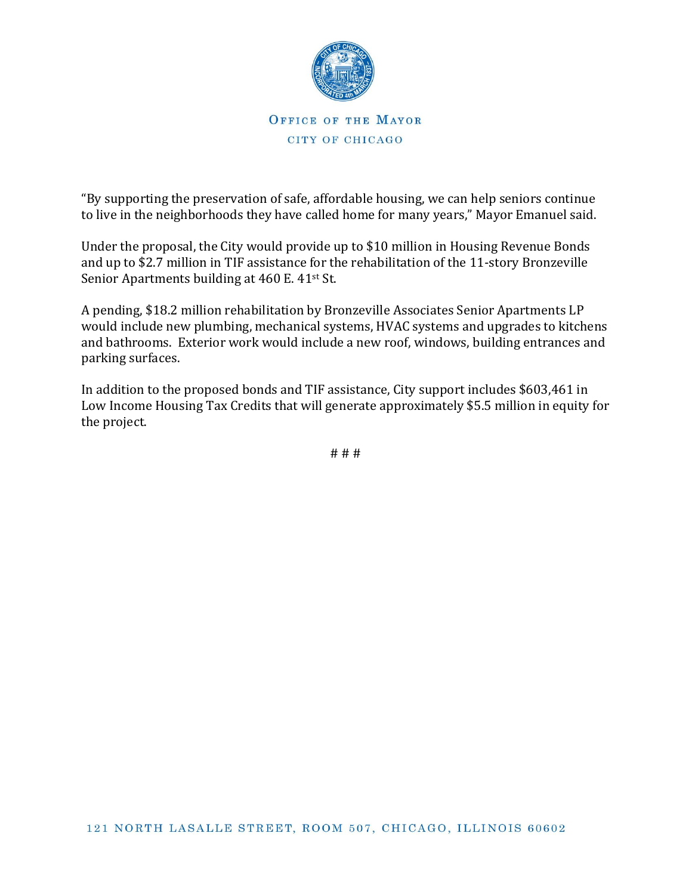"By supporting the preservation of safe, affordable housing, we can help seniors continue to live in the neighborhoods they have called home for many years," Mayor Emanuel said.

Under the proposal, the City would provide up to $10 million in Housing Revenue Bonds and up to $2.7 million in TIF assistance for the rehabilitation of the 11-story Bronzeville Senior Apartments building at 460 E. 41st St.

A pending, $18.2 million rehabilitation by Bronzeville Associates Senior Apartments LP would include new plumbing, mechanical systems, HVAC systems and upgrades to kitchens and bathrooms. Exterior work would include a new roof, windows, building entrances and parking surfaces.

In addition to the proposed bonds and TIF assistance, City support includes $603,461 in Low Income Housing Tax Credits that will generate approximately $5.5 million in equity for the project.

# # #